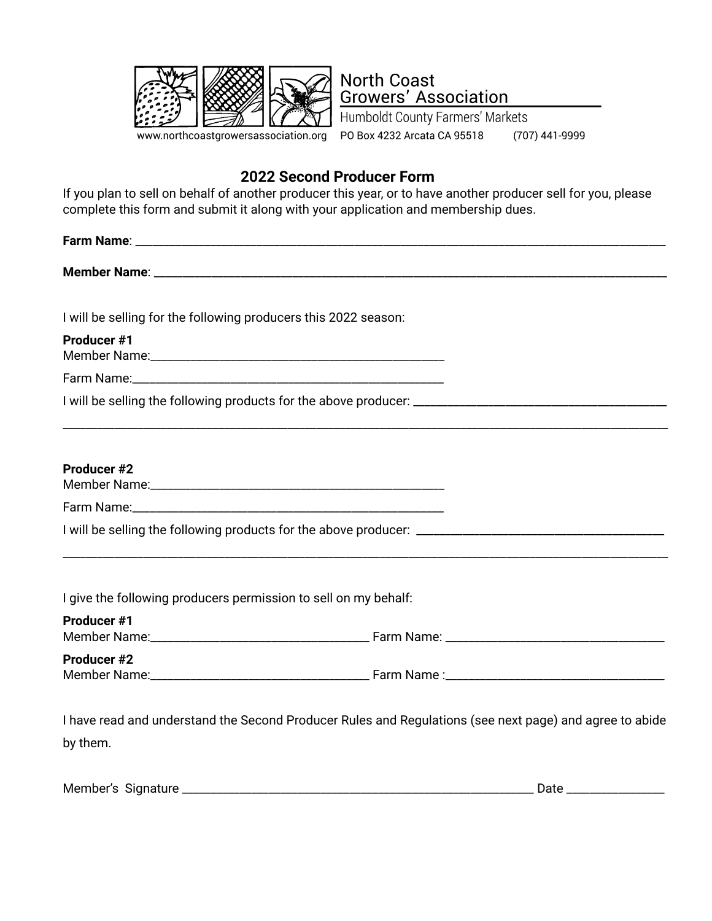North Coast Growers' Association

Humboldt County Farmers' Markets

www.northcoastgrowersassociation.org PO Box 4232 Arcata CA 95518 (707) 441-9999

## 2022 Second Producer Form

If you plan to sell on behalf of another producer this year, or to have another producer sell for you, please complete this form and submit it along with your application and membership dues.

**Farm Name**: ___________________________________________________________________________________

**Member Name**: ________________________________________________________________________________

I will be selling for the following producers this 2022 season:

**Producer #1**

Member Name:______________________________________________

Farm Name:_________________________________________________

I will be selling the following products for the above producer: _______________________________________

______________________________________________________________________________________________

**Producer #2**

Member Name:______________________________________________

Farm Name:_________________________________________________

I will be selling the following products for the above producer: ______________________________________

______________________________________________________________________________________________

I give the following producers permission to sell on my behalf:

**Producer #1**

Member Name:_________________________________ Farm Name: ___________________________________

**Producer #2**

Member Name:_________________________________ Farm Name :___________________________________

I have read and understand the Second Producer Rules and Regulations (see next page) and agree to abide by them.

Member's Signature ______________________________________________________ Date ______________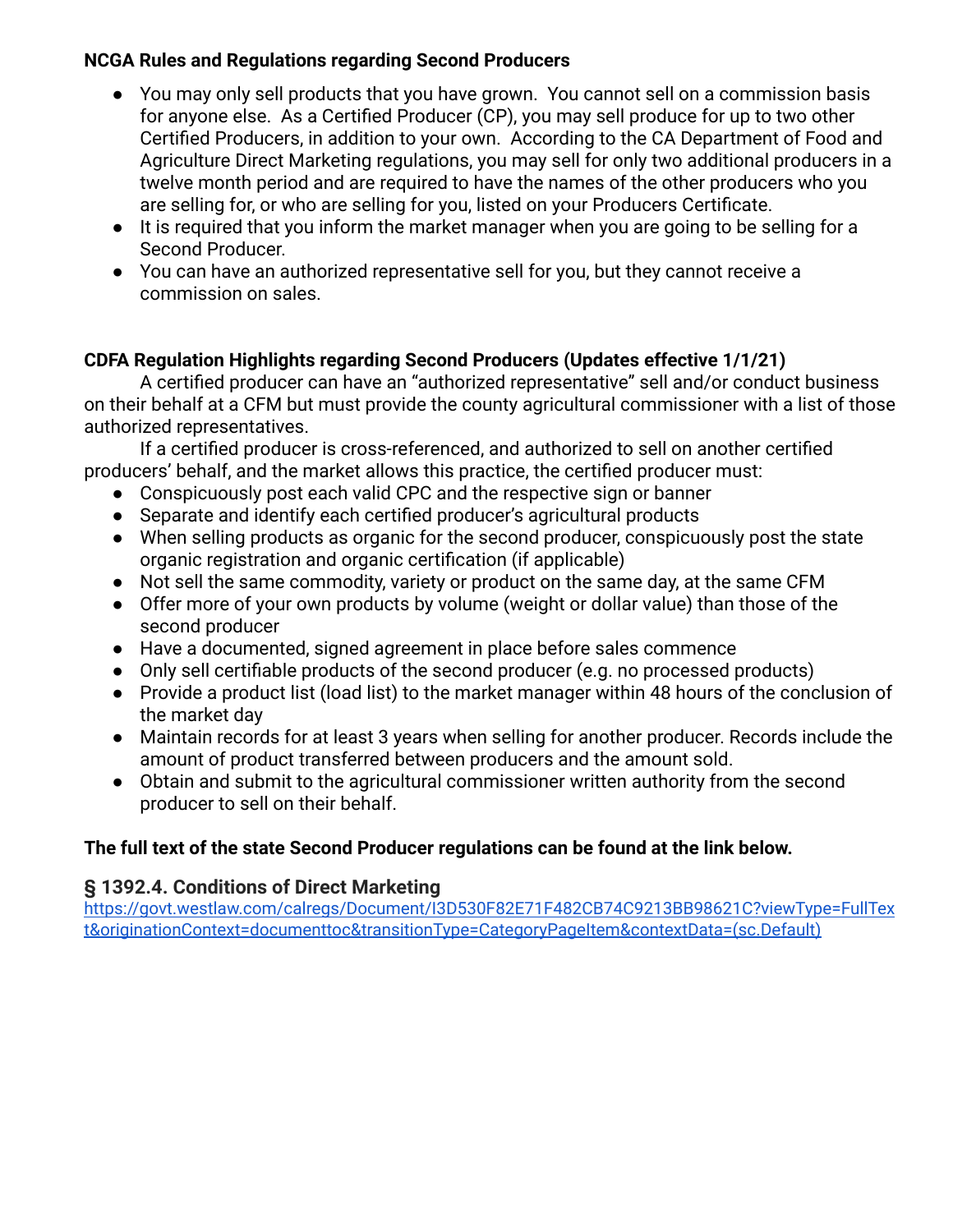**NCGA Rules and Regulations regarding Second Producers**

- You may only sell products that you have grown. You cannot sell on a commission basis for anyone else. As a Certified Producer (CP), you may sell produce for up to two other Certified Producers, in addition to your own. According to the CA Department of Food and Agriculture Direct Marketing regulations, you may sell for only two additional producers in a twelve month period and are required to have the names of the other producers who you are selling for, or who are selling for you, listed on your Producers Certificate.
- It is required that you inform the market manager when you are going to be selling for a Second Producer.
- You can have an authorized representative sell for you, but they cannot receive a commission on sales.

**CDFA Regulation Highlights regarding Second Producers (Updates effective 1/1/21)**

A certified producer can have an "authorized representative" sell and/or conduct business on their behalf at a CFM but must provide the county agricultural commissioner with a list of those authorized representatives.

If a certified producer is cross-referenced, and authorized to sell on another certified producers' behalf, and the market allows this practice, the certified producer must:

- Conspicuously post each valid CPC and the respective sign or banner
- Separate and identify each certified producer's agricultural products
- When selling products as organic for the second producer, conspicuously post the state organic registration and organic certification (if applicable)
- Not sell the same commodity, variety or product on the same day, at the same CFM
- Offer more of your own products by volume (weight or dollar value) than those of the second producer
- Have a documented, signed agreement in place before sales commence
- Only sell certifiable products of the second producer (e.g. no processed products)
- Provide a product list (load list) to the market manager within 48 hours of the conclusion of the market day
- Maintain records for at least 3 years when selling for another producer. Records include the amount of product transferred between producers and the amount sold.
- Obtain and submit to the agricultural commissioner written authority from the second producer to sell on their behalf.

**The full text of the state Second Producer regulations can be found at the link below.**

### § 1392.4. Conditions of Direct Marketing

https://govt.westlaw.com/calregs/Document/I3D530F82E71F482CB74C9213BB98621C?viewType=FullText&originationContext=documenttoc&transitionType=CategoryPageItem&contextData=(sc.Default)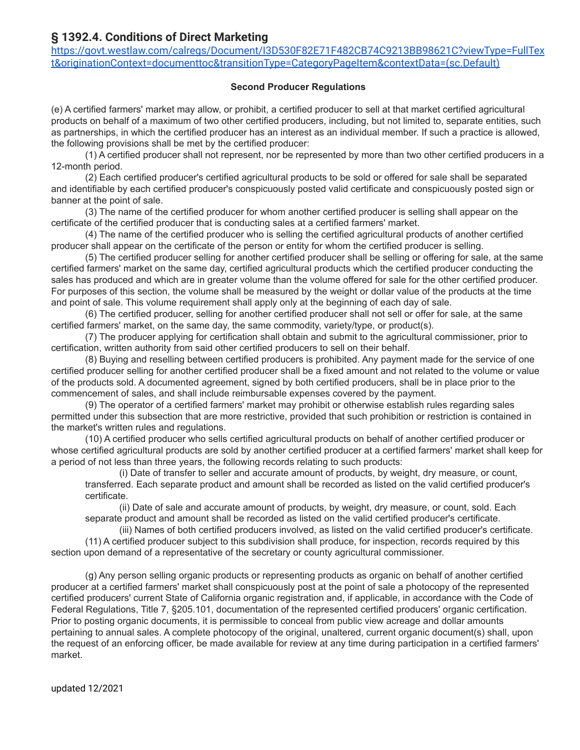## § 1392.4. Conditions of Direct Marketing

https://govt.westlaw.com/calregs/Document/I3D530F82E71F482CB74C9213BB98621C?viewType=FullText&originationContext=documenttoc&transitionType=CategoryPageItem&contextData=(sc.Default)

**Second Producer Regulations**

(e) A certified farmers' market may allow, or prohibit, a certified producer to sell at that market certified agricultural products on behalf of a maximum of two other certified producers, including, but not limited to, separate entities, such as partnerships, in which the certified producer has an interest as an individual member. If such a practice is allowed, the following provisions shall be met by the certified producer:

(1) A certified producer shall not represent, nor be represented by more than two other certified producers in a 12-month period.

(2) Each certified producer's certified agricultural products to be sold or offered for sale shall be separated and identifiable by each certified producer's conspicuously posted valid certificate and conspicuously posted sign or banner at the point of sale.

(3) The name of the certified producer for whom another certified producer is selling shall appear on the certificate of the certified producer that is conducting sales at a certified farmers' market.

(4) The name of the certified producer who is selling the certified agricultural products of another certified producer shall appear on the certificate of the person or entity for whom the certified producer is selling.

(5) The certified producer selling for another certified producer shall be selling or offering for sale, at the same certified farmers' market on the same day, certified agricultural products which the certified producer conducting the sales has produced and which are in greater volume than the volume offered for sale for the other certified producer. For purposes of this section, the volume shall be measured by the weight or dollar value of the products at the time and point of sale. This volume requirement shall apply only at the beginning of each day of sale.

(6) The certified producer, selling for another certified producer shall not sell or offer for sale, at the same certified farmers' market, on the same day, the same commodity, variety/type, or product(s).

(7) The producer applying for certification shall obtain and submit to the agricultural commissioner, prior to certification, written authority from said other certified producers to sell on their behalf.

(8) Buying and reselling between certified producers is prohibited. Any payment made for the service of one certified producer selling for another certified producer shall be a fixed amount and not related to the volume or value of the products sold. A documented agreement, signed by both certified producers, shall be in place prior to the commencement of sales, and shall include reimbursable expenses covered by the payment.

(9) The operator of a certified farmers' market may prohibit or otherwise establish rules regarding sales permitted under this subsection that are more restrictive, provided that such prohibition or restriction is contained in the market's written rules and regulations.

(10) A certified producer who sells certified agricultural products on behalf of another certified producer or whose certified agricultural products are sold by another certified producer at a certified farmers' market shall keep for a period of not less than three years, the following records relating to such products:

(i) Date of transfer to seller and accurate amount of products, by weight, dry measure, or count, transferred. Each separate product and amount shall be recorded as listed on the valid certified producer's certificate.

(ii) Date of sale and accurate amount of products, by weight, dry measure, or count, sold. Each separate product and amount shall be recorded as listed on the valid certified producer's certificate.

(iii) Names of both certified producers involved, as listed on the valid certified producer's certificate.

(11) A certified producer subject to this subdivision shall produce, for inspection, records required by this section upon demand of a representative of the secretary or county agricultural commissioner.

(g) Any person selling organic products or representing products as organic on behalf of another certified producer at a certified farmers' market shall conspicuously post at the point of sale a photocopy of the represented certified producers' current State of California organic registration and, if applicable, in accordance with the Code of Federal Regulations, Title 7, §205.101, documentation of the represented certified producers' organic certification. Prior to posting organic documents, it is permissible to conceal from public view acreage and dollar amounts pertaining to annual sales. A complete photocopy of the original, unaltered, current organic document(s) shall, upon the request of an enforcing officer, be made available for review at any time during participation in a certified farmers' market.

updated 12/2021